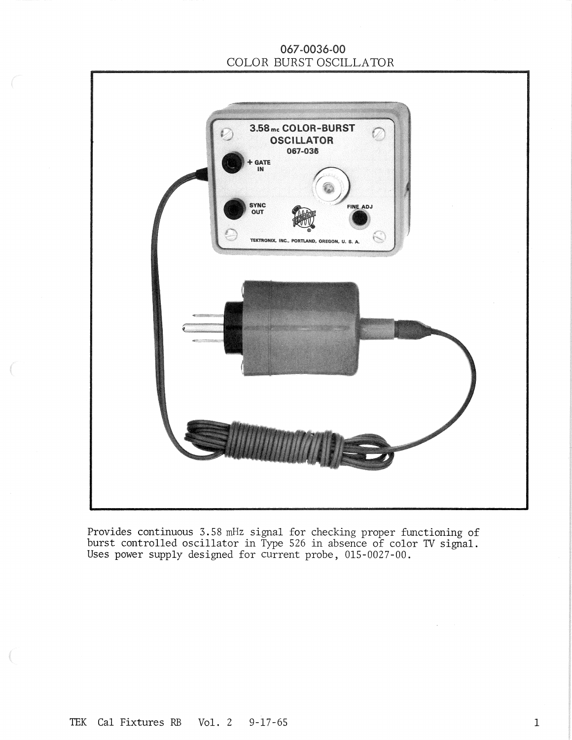# 067-0036-00
## COLOR BURST OSCILLATOR

Provides continuous 3.58 mHz signal for checking proper functioning of burst controlled oscillator in Type 526 in absence of color TV signal. Uses power supply designed for current probe, 015-0027-00.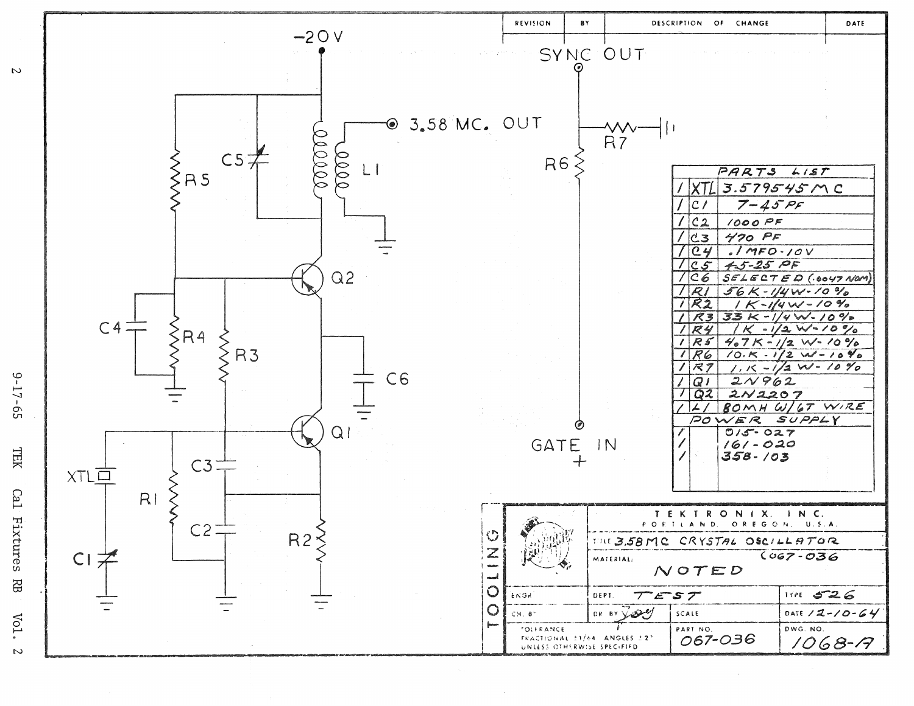-20V

SYNC OUT

3.58 MC. OUT

C5, R5, L1, R7, R6, Q2, C4, R4, R3, C6, Q1, XTL, C3, R1, C2, R2, C1

GATE IN +

| REVISION | BY | DESCRIPTION OF CHANGE | DATE |
|---|---|---|---|
| | | | |

| | PARTS LIST | |
|---|---|---|
| / | XTL | 3.579545 MC |
| / | C1 | 7-45 PF |
| / | C2 | 1000 PF |
| / | C3 | 470 PF |
| / | C4 | .1 MFD-10V |
| / | C5 | 4.5-25 PF |
| / | C6 | SELECTED (.0047 NOM) |
| / | R1 | 56K-1/4W-10% |
| / | R2 | 1K-1/4W-10% |
| / | R3 | 33K-1/4W-10% |
| / | R4 | 1K-1/2W-10% |
| / | R5 | 4.7K-1/2W-10% |
| / | R6 | 10.K-1/2W-10% |
| / | R7 | 1.K-1/2W-10% |
| / | Q1 | 2N962 |
| / | Q2 | 2N2207 |
| / | L1 | 80MH W/6T WIRE |
| | POWER SUPPLY | |
| / | | 015-027 |
| / | | 161-020 |
| / | | 358-103 |

TOOLING

TEKTRONIX, INC.
PORTLAND, OREGON, U.S.A.

| | | |
|---|---|---|
| TITLE 3.58MC CRYSTAL OSCILLATOR (067-036 | | |
| MATERIAL: NOTED | | |
| ENGR. | DEPT. TEST | TYPE 526 |
| CH. BY | DR. BY Joey | SCALE | DATE 12-10-64 |
| TOLERANCE FRACTIONAL ±1/64 ANGLES ±2° UNLESS OTHERWISE SPECIFIED | PART NO. 067-036 | DWG. NO. 1068-A |

9-17-65 TEK Cal Fixtures RB Vol. 2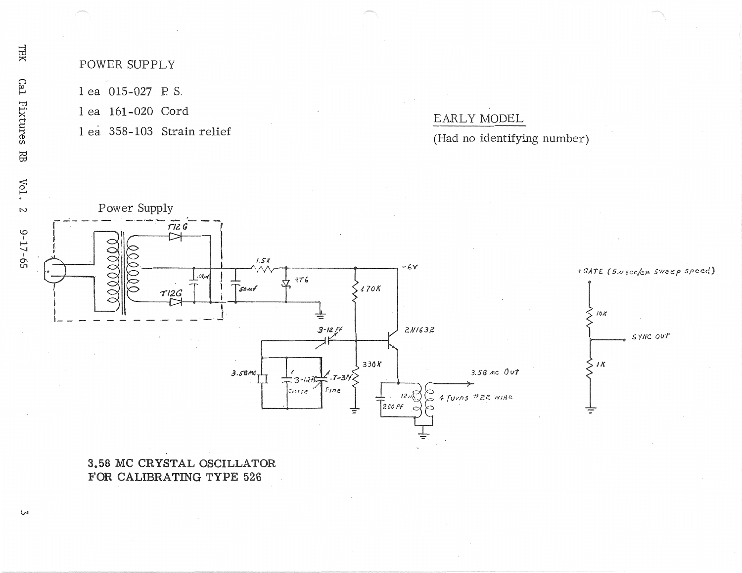POWER SUPPLY

1 ea 015-027 P. S.

1 ea 161-020 Cord

1 ea 358-103 Strain relief

EARLY MODEL

(Had no identifying number)

Power Supply

T12G

T12G

.01uf

50uf

1.5K

1T6

-6V

470K

2N1632

3-12 Pf

330K

3.58MC

3-12Pf

Coarse

.7-3Pf

Fine

12uh

200 Pf

4 Turns #22 wire

3.58 mc Out

+GATE (5usec/cm sweep speed)

10K

SYNC OUT

1K

**3.58 MC CRYSTAL OSCILLATOR FOR CALIBRATING TYPE 526**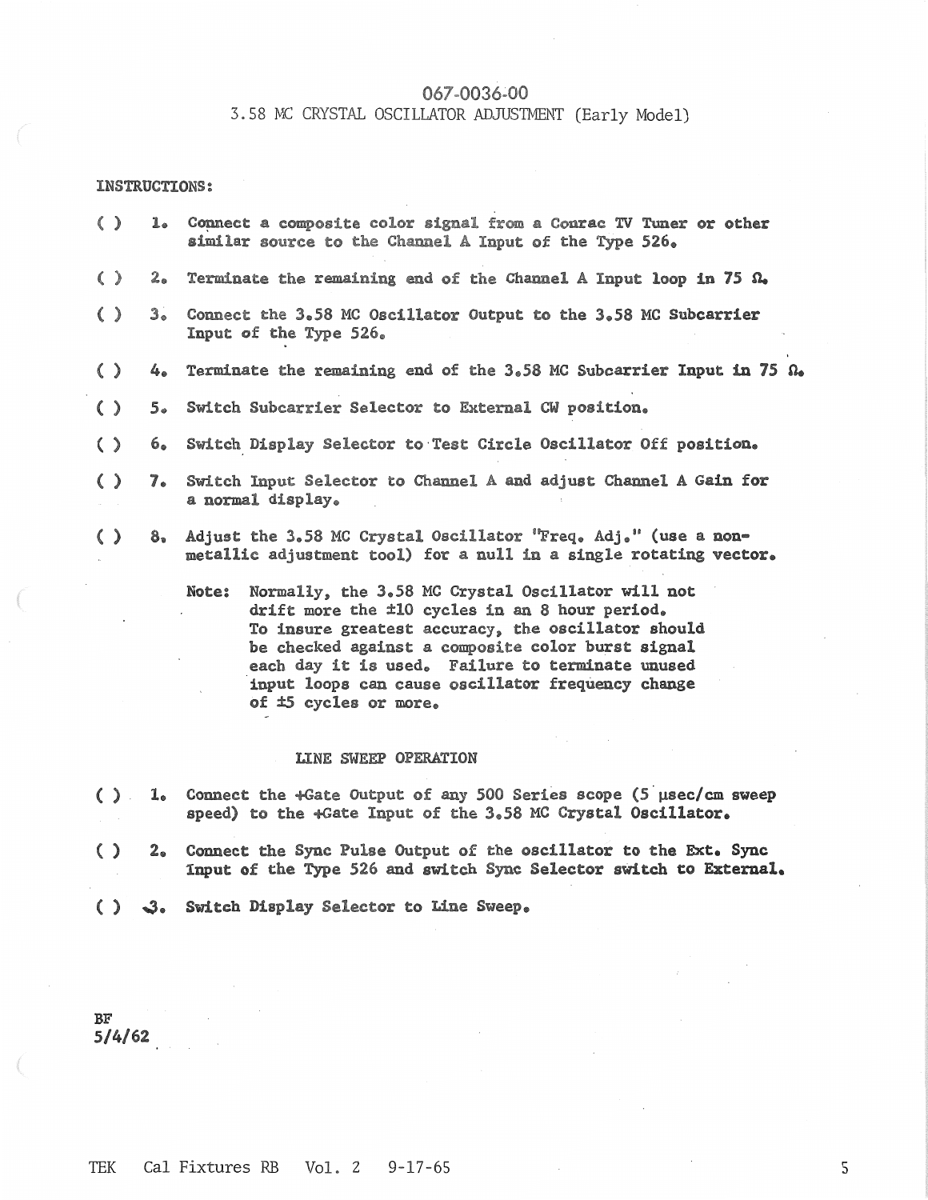# 067-0036-00

## 3.58 MC CRYSTAL OSCILLATOR ADJUSTMENT (Early Model)

INSTRUCTIONS:

( ) 1. Connect a composite color signal from a Conrac TV Tuner or other similar source to the Channel A Input of the Type 526.

( ) 2. Terminate the remaining end of the Channel A Input loop in 75 Ω.

( ) 3. Connect the 3.58 MC Oscillator Output to the 3.58 MC Subcarrier Input of the Type 526.

( ) 4. Terminate the remaining end of the 3.58 MC Subcarrier Input in 75 Ω.

( ) 5. Switch Subcarrier Selector to External CW position.

( ) 6. Switch Display Selector to Test Circle Oscillator Off position.

( ) 7. Switch Input Selector to Channel A and adjust Channel A Gain for a normal display.

( ) 8. Adjust the 3.58 MC Crystal Oscillator "Freq. Adj." (use a non-metallic adjustment tool) for a null in a single rotating vector.

Note: Normally, the 3.58 MC Crystal Oscillator will not drift more the ±10 cycles in an 8 hour period. To insure greatest accuracy, the oscillator should be checked against a composite color burst signal each day it is used. Failure to terminate unused input loops can cause oscillator frequency change of ±5 cycles or more.

### LINE SWEEP OPERATION

( ) 1. Connect the +Gate Output of any 500 Series scope (5 µsec/cm sweep speed) to the +Gate Input of the 3.58 MC Crystal Oscillator.

( ) 2. Connect the Sync Pulse Output of the oscillator to the Ext. Sync Input of the Type 526 and switch Sync Selector switch to External.

( ) 3. Switch Display Selector to Line Sweep.

BF
5/4/62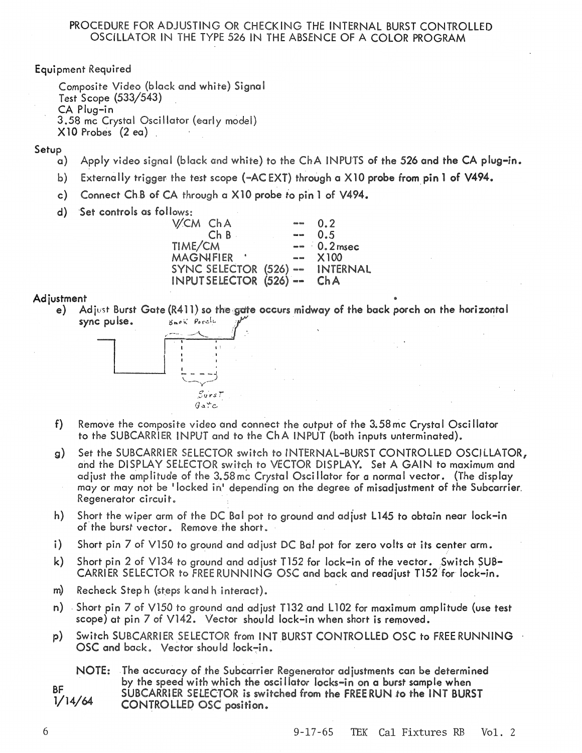# PROCEDURE FOR ADJUSTING OR CHECKING THE INTERNAL BURST CONTROLLED OSCILLATOR IN THE TYPE 526 IN THE ABSENCE OF A COLOR PROGRAM

## Equipment Required

Composite Video (black and white) Signal
Test Scope (533/543)
CA Plug-in
3.58 mc Crystal Oscillator (early model)
X10 Probes (2 ea)

## Setup

a) Apply video signal (black and white) to the ChA INPUTS of the 526 and the CA plug-in.

b) Externally trigger the test scope (-AC EXT) through a X10 probe from pin 1 of V494.

c) Connect Ch B of CA through a X10 probe to pin 1 of V494.

d) Set controls as follows:

| | | |
|---|---|---|
| V/CM ChA | -- | 0.2 |
| Ch B | -- | 0.5 |
| TIME/CM | -- | 0.2 msec |
| MAGNIFIER | -- | X100 |
| SYNC SELECTOR (526) | -- | INTERNAL |
| INPUT SELECTOR (526) | -- | ChA |

## Adjustment

e) Adjust Burst Gate (R411) so the gate occurs midway of the back porch on the horizontal sync pulse.

Back Porch

Burst Gate

f) Remove the composite video and connect the output of the 3.58 mc Crystal Oscillator to the SUBCARRIER INPUT and to the ChA INPUT (both inputs unterminated).

g) Set the SUBCARRIER SELECTOR switch to INTERNAL-BURST CONTROLLED OSCILLATOR, and the DISPLAY SELECTOR switch to VECTOR DISPLAY. Set A GAIN to maximum and adjust the amplitude of the 3.58 mc Crystal Oscillator for a normal vector. (The display may or may not be 'locked in' depending on the degree of misadjustment of the Subcarrier Regenerator circuit.

h) Short the wiper arm of the DC Bal pot to ground and adjust L145 to obtain near lock-in of the burst vector. Remove the short.

i) Short pin 7 of V150 to ground and adjust DC Bal pot for zero volts at its center arm.

k) Short pin 2 of V134 to ground and adjust T152 for lock-in of the vector. Switch SUBCARRIER SELECTOR to FREE RUNNING OSC and back and readjust T152 for lock-in.

m) Recheck Step h (steps k and h interact).

n) Short pin 7 of V150 to ground and adjust T132 and L102 for maximum amplitude (use test scope) at pin 7 of V142. Vector should lock-in when short is removed.

p) Switch SUBCARRIER SELECTOR from INT BURST CONTROLLED OSC to FREE RUNNING OSC and back. Vector should lock-in.

NOTE: The accuracy of the Subcarrier Regenerator adjustments can be determined by the speed with which the oscillator locks-in on a burst sample when SUBCARRIER SELECTOR is switched from the FREE RUN to the INT BURST CONTROLLED OSC position.

BF
1/14/64